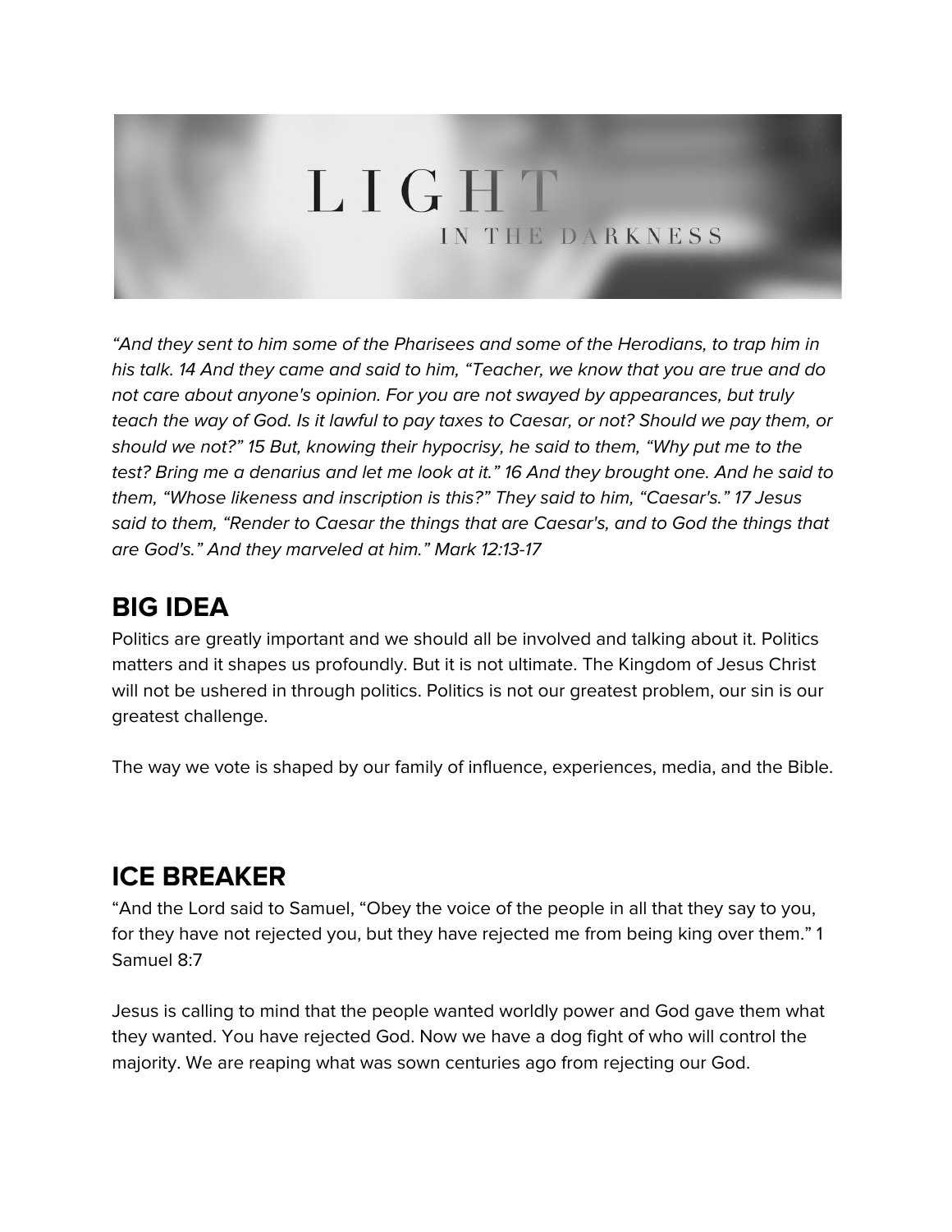# LIGHT IN THE DARKNESS

*“And they sent to him some of the Pharisees and some of the Herodians, to trap him in his talk. 14 And they came and said to him, “Teacher, we know that you are true and do not care about anyone's opinion. For you are not swayed by appearances, but truly teach the way of God. Is it lawful to pay taxes to Caesar, or not? Should we pay them, or should we not?” 15 But, knowing their hypocrisy, he said to them, “Why put me to the test? Bring me a denarius and let me look at it.” 16 And they brought one. And he said to them, “Whose likeness and inscription is this?” They said to him, “Caesar's.” 17 Jesus said to them, “Render to Caesar the things that are Caesar's, and to God the things that are God's.” And they marveled at him.” Mark 12:13-17*

## BIG IDEA

Politics are greatly important and we should all be involved and talking about it. Politics matters and it shapes us profoundly. But it is not ultimate. The Kingdom of Jesus Christ will not be ushered in through politics. Politics is not our greatest problem, our sin is our greatest challenge.

The way we vote is shaped by our family of influence, experiences, media, and the Bible.

## ICE BREAKER

“And the Lord said to Samuel, “Obey the voice of the people in all that they say to you, for they have not rejected you, but they have rejected me from being king over them.” 1 Samuel 8:7

Jesus is calling to mind that the people wanted worldly power and God gave them what they wanted. You have rejected God. Now we have a dog fight of who will control the majority. We are reaping what was sown centuries ago from rejecting our God.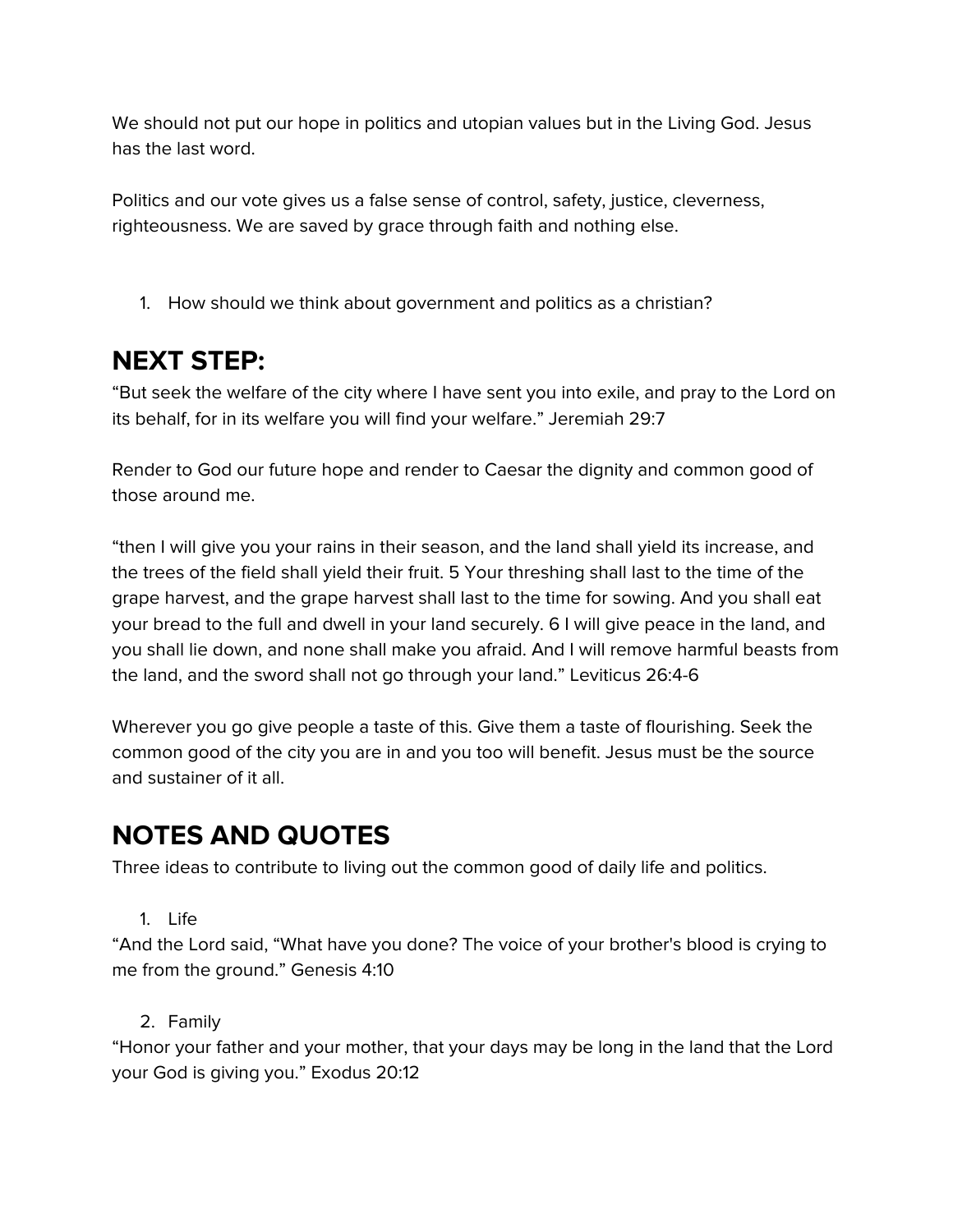We should not put our hope in politics and utopian values but in the Living God. Jesus has the last word.

Politics and our vote gives us a false sense of control, safety, justice, cleverness, righteousness. We are saved by grace through faith and nothing else.

1. How should we think about government and politics as a christian?

## NEXT STEP:

“But seek the welfare of the city where I have sent you into exile, and pray to the Lord on its behalf, for in its welfare you will find your welfare.” Jeremiah 29:7

Render to God our future hope and render to Caesar the dignity and common good of those around me.

“then I will give you your rains in their season, and the land shall yield its increase, and the trees of the field shall yield their fruit. 5 Your threshing shall last to the time of the grape harvest, and the grape harvest shall last to the time for sowing. And you shall eat your bread to the full and dwell in your land securely. 6 I will give peace in the land, and you shall lie down, and none shall make you afraid. And I will remove harmful beasts from the land, and the sword shall not go through your land.” Leviticus 26:4-6

Wherever you go give people a taste of this. Give them a taste of flourishing. Seek the common good of the city you are in and you too will benefit. Jesus must be the source and sustainer of it all.

## NOTES AND QUOTES

Three ideas to contribute to living out the common good of daily life and politics.

1. Life

“And the Lord said, “What have you done? The voice of your brother's blood is crying to me from the ground.” Genesis 4:10

2. Family

“Honor your father and your mother, that your days may be long in the land that the Lord your God is giving you.” Exodus 20:12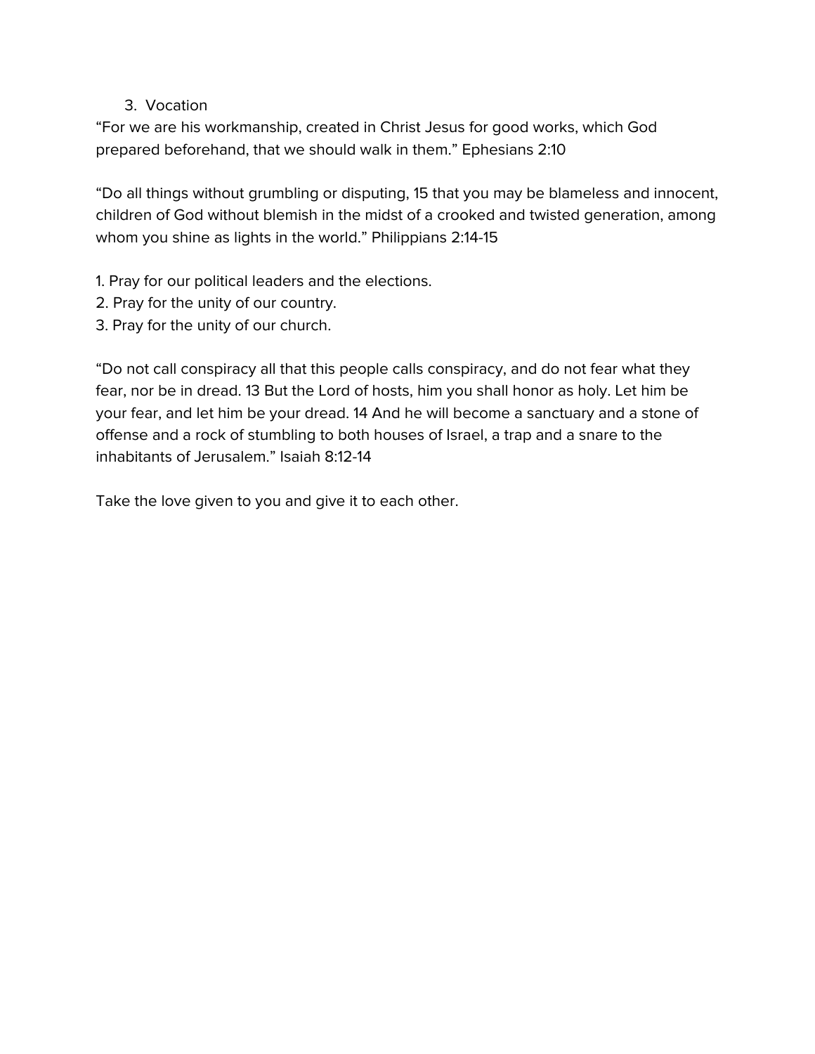3. Vocation

“For we are his workmanship, created in Christ Jesus for good works, which God prepared beforehand, that we should walk in them.” Ephesians 2:10

“Do all things without grumbling or disputing, 15 that you may be blameless and innocent, children of God without blemish in the midst of a crooked and twisted generation, among whom you shine as lights in the world.” Philippians 2:14-15

1. Pray for our political leaders and the elections.
2. Pray for the unity of our country.
3. Pray for the unity of our church.

“Do not call conspiracy all that this people calls conspiracy, and do not fear what they fear, nor be in dread. 13 But the Lord of hosts, him you shall honor as holy. Let him be your fear, and let him be your dread. 14 And he will become a sanctuary and a stone of offense and a rock of stumbling to both houses of Israel, a trap and a snare to the inhabitants of Jerusalem.” Isaiah 8:12-14

Take the love given to you and give it to each other.